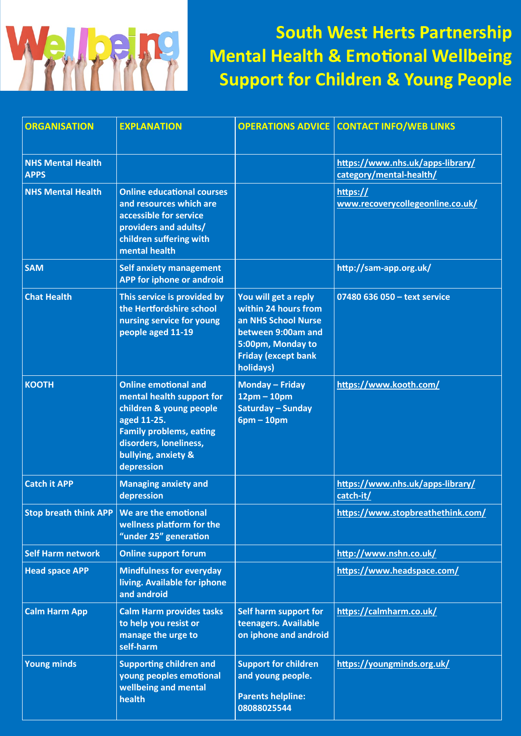# South West Herts Partnership Mental Health & Emotional Wellbeing Support for Children & Young People

| ORGANISATION | EXPLANATION | OPERATIONS ADVICE | CONTACT INFO/WEB LINKS |
|---|---|---|---|
| NHS Mental Health APPS | | | https://www.nhs.uk/apps-library/category/mental-health/ |
| NHS Mental Health | Online educational courses and resources which are accessible for service providers and adults/ children suffering with mental health | | https://www.recoverycollegeonline.co.uk/ |
| SAM | Self anxiety management APP for iphone or android | | http://sam-app.org.uk/ |
| Chat Health | This service is provided by the Hertfordshire school nursing service for young people aged 11-19 | You will get a reply within 24 hours from an NHS School Nurse between 9:00am and 5:00pm, Monday to Friday (except bank holidays) | 07480 636 050 – text service |
| KOOTH | Online emotional and mental health support for children & young people aged 11-25. Family problems, eating disorders, loneliness, bullying, anxiety & depression | Monday – Friday 12pm – 10pm Saturday – Sunday 6pm – 10pm | https://www.kooth.com/ |
| Catch it APP | Managing anxiety and depression | | https://www.nhs.uk/apps-library/catch-it/ |
| Stop breath think APP | We are the emotional wellness platform for the "under 25" generation | | https://www.stopbreathethink.com/ |
| Self Harm network | Online support forum | | http://www.nshn.co.uk/ |
| Head space APP | Mindfulness for everyday living. Available for iphone and android | | https://www.headspace.com/ |
| Calm Harm App | Calm Harm provides tasks to help you resist or manage the urge to self-harm | Self harm support for teenagers. Available on iphone and android | https://calmharm.co.uk/ |
| Young minds | Supporting children and young peoples emotional wellbeing and mental health | Support for children and young people. Parents helpline: 08088025544 | https://youngminds.org.uk/ |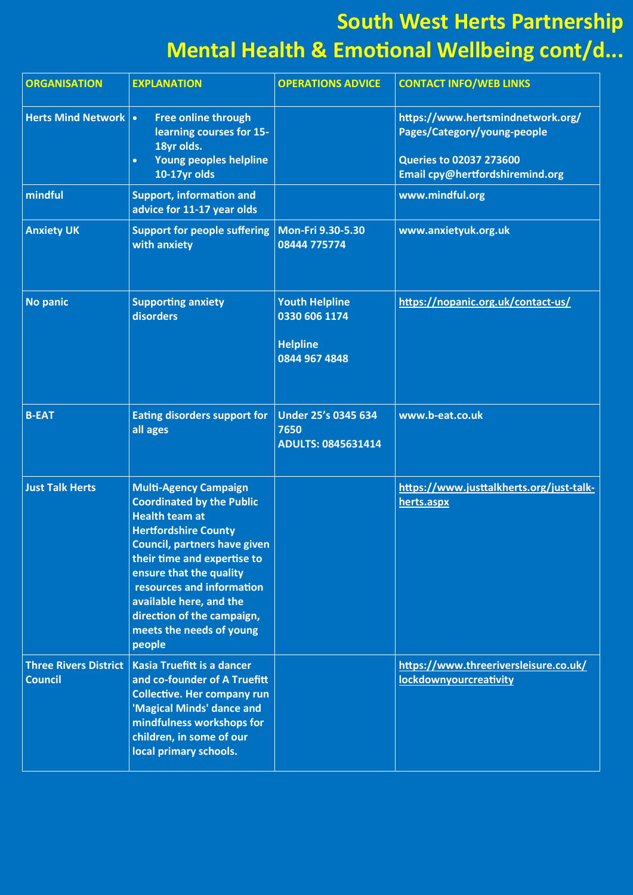# South West Herts Partnership

## Mental Health & Emotional Wellbeing cont/d...

| ORGANISATION | EXPLANATION | OPERATIONS ADVICE | CONTACT INFO/WEB LINKS |
| --- | --- | --- | --- |
| Herts Mind Network | • Free online through learning courses for 15-18yr olds.<br>• Young peoples helpline 10-17yr olds | | https://www.hertsmindnetwork.org/Pages/Category/young-people<br><br>Queries to 02037 273600<br>Email cpy@hertfordshiremind.org |
| mindful | Support, information and advice for 11-17 year olds | | www.mindful.org |
| Anxiety UK | Support for people suffering with anxiety | Mon-Fri 9.30-5.30<br>08444 775774 | www.anxietyuk.org.uk |
| No panic | Supporting anxiety disorders | Youth Helpline<br>0330 606 1174<br><br>Helpline<br>0844 967 4848 | https://nopanic.org.uk/contact-us/ |
| B-EAT | Eating disorders support for all ages | Under 25's 0345 634 7650<br>ADULTS: 0845631414 | www.b-eat.co.uk |
| Just Talk Herts | Multi-Agency Campaign Coordinated by the Public Health team at Hertfordshire County Council, partners have given their time and expertise to ensure that the quality resources and information available here, and the direction of the campaign, meets the needs of young people | | https://www.justtalkherts.org/just-talk-herts.aspx |
| Three Rivers District Council | Kasia Truefitt is a dancer and co-founder of A Truefitt Collective. Her company run 'Magical Minds' dance and mindfulness workshops for children, in some of our local primary schools. | | https://www.threeriversleisure.co.uk/lockdownyourcreativity |